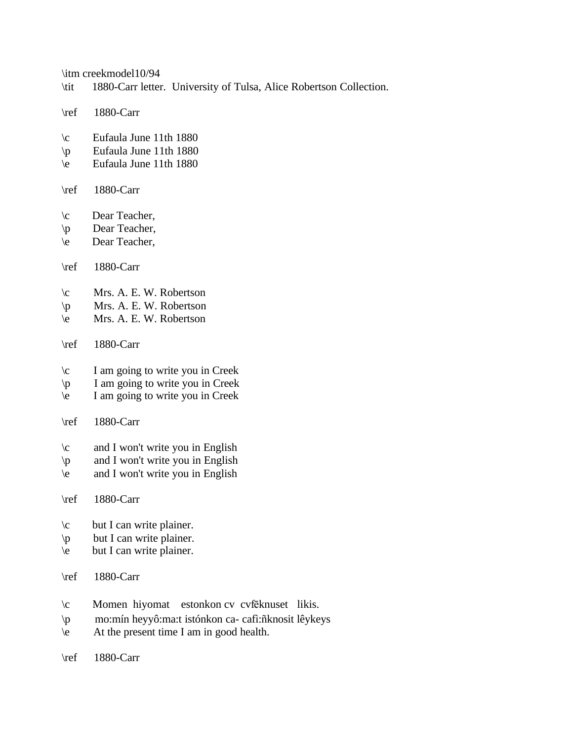\itm creekmodel10/94
\tit 1880-Carr letter. University of Tulsa, Alice Robertson Collection.

\ref 1880-Carr

\c Eufaula June 11th 1880
\p Eufaula June 11th 1880
\e Eufaula June 11th 1880

\ref 1880-Carr

\c Dear Teacher,
\p Dear Teacher,
\e Dear Teacher,

\ref 1880-Carr

\c Mrs. A. E. W. Robertson
\p Mrs. A. E. W. Robertson
\e Mrs. A. E. W. Robertson

\ref 1880-Carr

\c I am going to write you in Creek
\p I am going to write you in Creek
\e I am going to write you in Creek

\ref 1880-Carr

\c and I won't write you in English
\p and I won't write you in English
\e and I won't write you in English

\ref 1880-Carr

\c but I can write plainer.
\p but I can write plainer.
\e but I can write plainer.

\ref 1880-Carr

\c Momen hiyomat estonkon cv cvfẽknuset likis.
\p mo:mín heyyô:ma:t istónkon ca- cafì:ñknosit lêykeys
\e At the present time I am in good health.

\ref 1880-Carr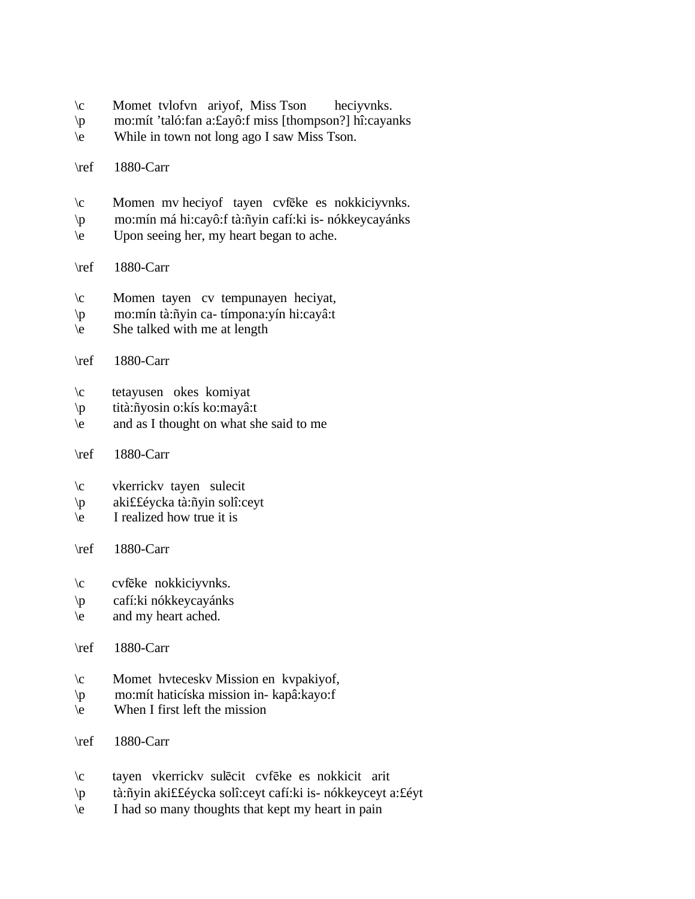\c Momet tvlofvn ariyof, Miss Tson heciyvnks.
\p mo:mít ’taló:fan a:£ayô:f miss [thompson?] hî:cayanks
\e While in town not long ago I saw Miss Tson.

\ref 1880-Carr

\c Momen mv heciyof tayen cvfēke es nokkiciyvnks.
\p mo:mín má hi:cayô:f tà:ñyin cafí:ki is- nókkeycayánks
\e Upon seeing her, my heart began to ache.

\ref 1880-Carr

\c Momen tayen cv tempunayen heciyat,
\p mo:mín tà:ñyin ca- tímpona:yín hi:cayâ:t
\e She talked with me at length

\ref 1880-Carr

\c tetayusen okes komiyat
\p tità:ñyosin o:kís ko:mayâ:t
\e and as I thought on what she said to me

\ref 1880-Carr

\c vkerrickv tayen sulecit
\p aki££éycka tà:ñyin solî:ceyt
\e I realized how true it is

\ref 1880-Carr

\c cvfēke nokkiciyvnks.
\p cafí:ki nókkeycayánks
\e and my heart ached.

\ref 1880-Carr

\c Momet hvteceskv Mission en kvpakiyof,
\p mo:mít haticíska mission in- kapâ:kayo:f
\e When I first left the mission

\ref 1880-Carr

\c tayen vkerrickv sulēcit cvfēke es nokkicit arit
\p tà:ñyin aki££éycka solî:ceyt cafí:ki is- nókkeyceyt a:£éyt
\e I had so many thoughts that kept my heart in pain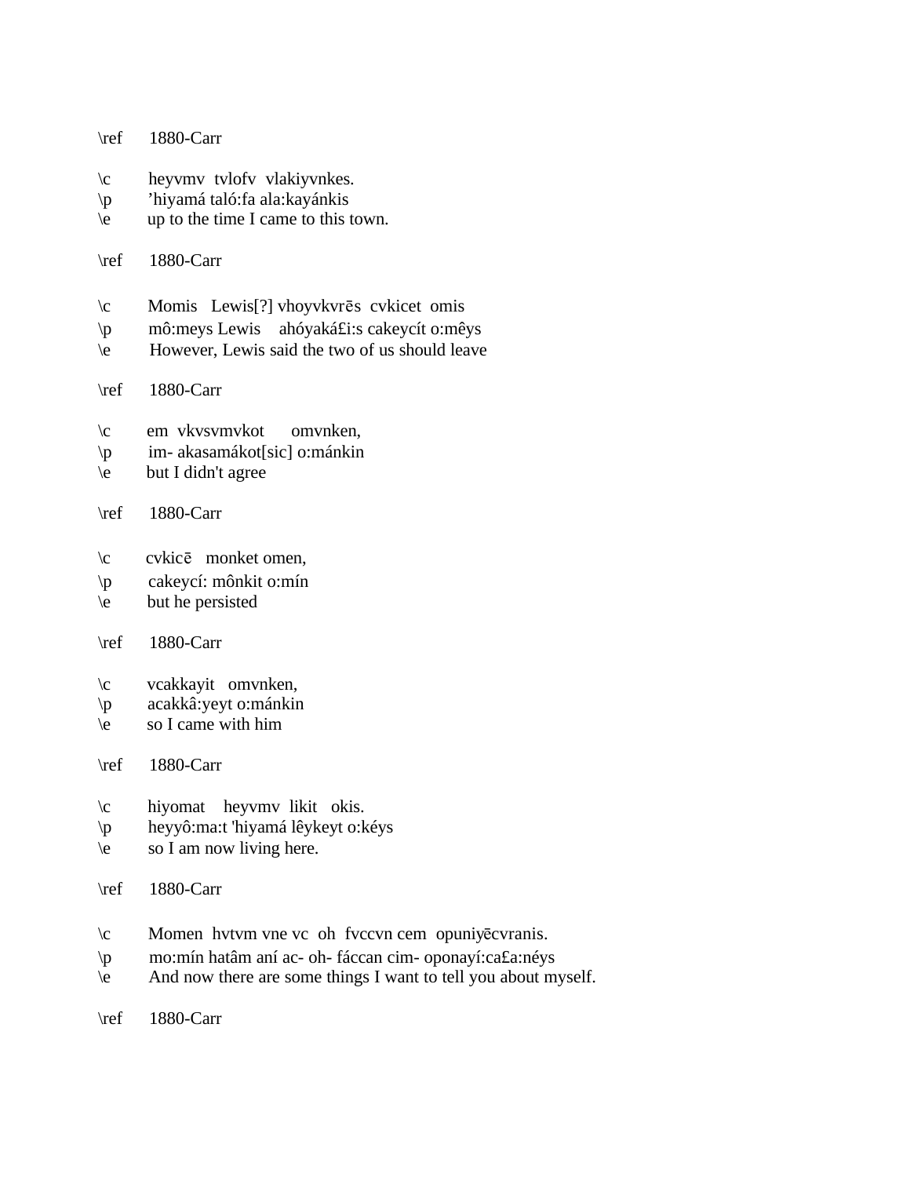\ref 1880-Carr

\c heyvmv tvlofv vlakiyvnkes.
\p ’hiyamá taló:fa ala:kayánkis
\e up to the time I came to this town.

\ref 1880-Carr

\c Momis Lewis[?] vhoyvkvrēs cvkicet omis
\p mô:meys Lewis ahóyaká£i:s cakeycít o:mêys
\e However, Lewis said the two of us should leave

\ref 1880-Carr

\c em vkvsvmvkot omvnken,
\p im- akasamákot[sic] o:mánkin
\e but I didn't agree

\ref 1880-Carr

\c cvkicē monket omen,
\p cakeycí: mônkit o:mín
\e but he persisted

\ref 1880-Carr

\c vcakkayit omvnken,
\p acakkâ:yeyt o:mánkin
\e so I came with him

\ref 1880-Carr

\c hiyomat heyvmv likit okis.
\p heyyô:ma:t 'hiyamá lêykeyt o:kéys
\e so I am now living here.

\ref 1880-Carr

\c Momen hvtvm vne vc oh fvccvn cem opuniyēcvranis.
\p mo:mín hatâm aní ac- oh- fáccan cim- oponayí:ca£a:néys
\e And now there are some things I want to tell you about myself.

\ref 1880-Carr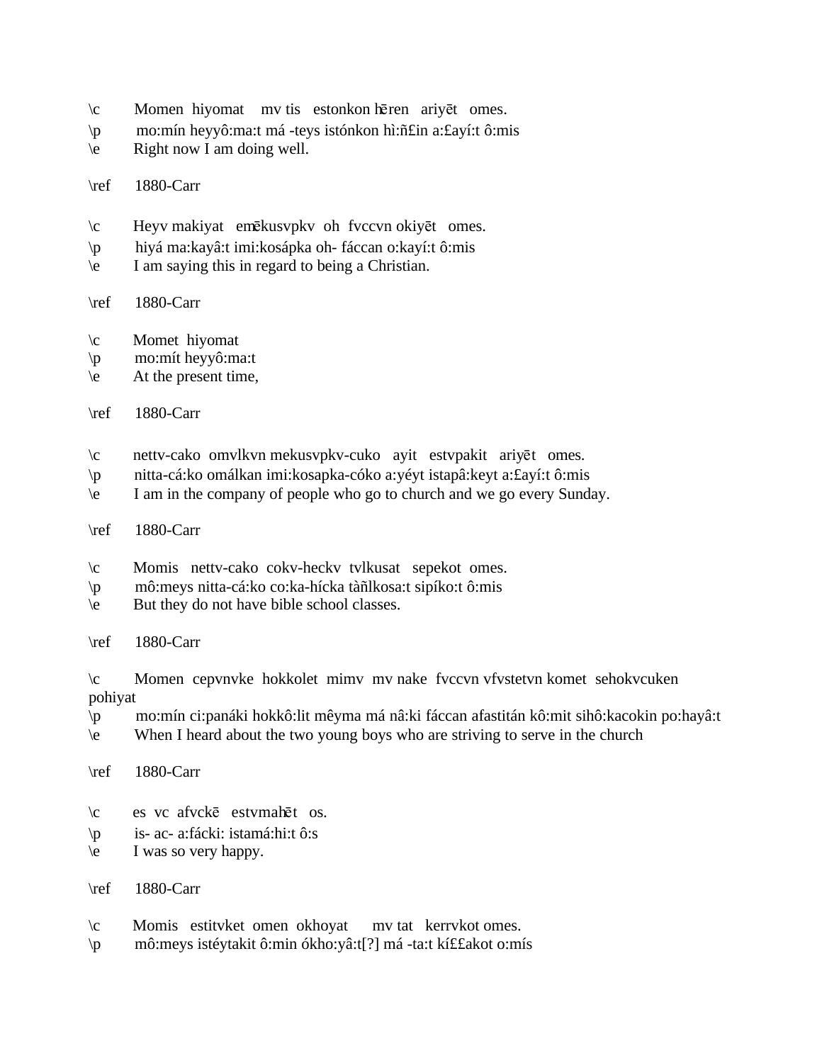\c Momen hiyomat mv tis estonkon hēren ariyēt omes.
\p mo:mín heyyô:ma:t má -teys istónkon hì:ñ£in a:£ayí:t ô:mis
\e Right now I am doing well.

\ref 1880-Carr

\c Heyv makiyat emēkusvpkv oh fvccvn okiyēt omes.
\p hiyá ma:kayâ:t imi:kosápka oh- fáccan o:kayí:t ô:mis
\e I am saying this in regard to being a Christian.

\ref 1880-Carr

\c Momet hiyomat
\p mo:mít heyyô:ma:t
\e At the present time,

\ref 1880-Carr

\c nettv-cako omvlkvn mekusvpkv-cuko ayit estvpakit ariyēt omes.
\p nitta-cá:ko omálkan imi:kosapka-cóko a:yéyt istapâ:keyt a:£ayí:t ô:mis
\e I am in the company of people who go to church and we go every Sunday.

\ref 1880-Carr

\c Momis nettv-cako cokv-heckv tvlkusat sepekot omes.
\p mô:meys nitta-cá:ko co:ka-hícka tàñlkosa:t sipíko:t ô:mis
\e But they do not have bible school classes.

\ref 1880-Carr

\c Momen cepvnvke hokkolet mimv mv nake fvccvn vfvstetvn komet sehokvcuken pohiyat
\p mo:mín ci:panáki hokkô:lit mêyma má nâ:ki fáccan afastitán kô:mit sihô:kacokin po:hayâ:t
\e When I heard about the two young boys who are striving to serve in the church

\ref 1880-Carr

\c es vc afvckē estvmahēt os.
\p is- ac- a:fácki: istamá:hi:t ô:s
\e I was so very happy.

\ref 1880-Carr

\c Momis estitvket omen okhoyat mv tat kerrvkot omes.
\p mô:meys istéytakit ô:min ókho:yâ:t[?] má -ta:t kí££akot o:mís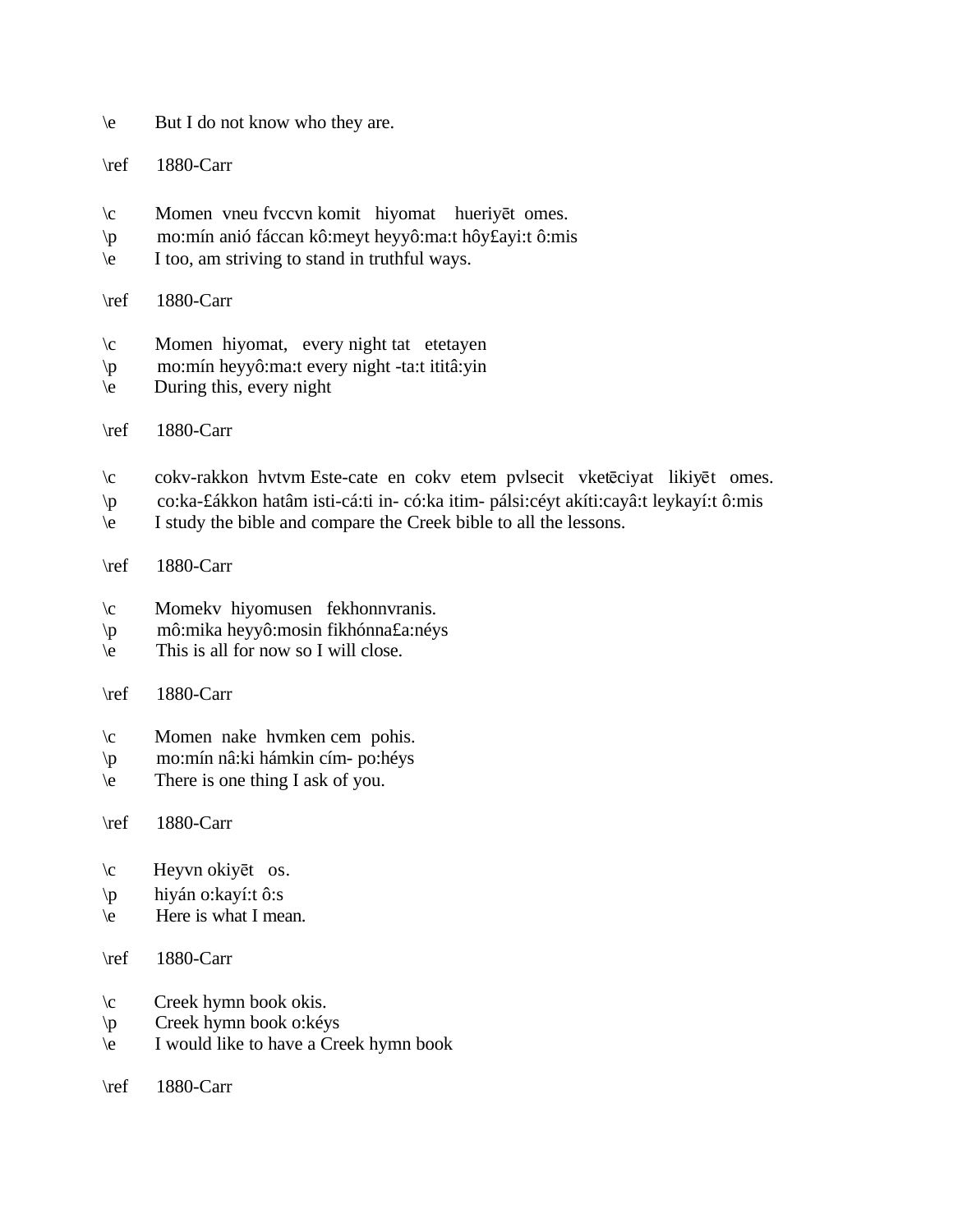\e But I do not know who they are.

\ref 1880-Carr

\c Momen vneu fvccvn komit hiyomat hueriyēt omes.
\p mo:mín anió fáccan kô:meyt heyyô:ma:t hôy£ayi:t ô:mis
\e I too, am striving to stand in truthful ways.

\ref 1880-Carr

\c Momen hiyomat, every night tat etetayen
\p mo:mín heyyô:ma:t every night -ta:t ititâ:yin
\e During this, every night

\ref 1880-Carr

\c cokv-rakkon hvtvm Este-cate en cokv etem pvlsecit vketēciyat likiyēt omes.
\p co:ka-£ákkon hatâm isti-cá:ti in- có:ka itim- pálsi:céyt akíti:cayâ:t leykayí:t ô:mis
\e I study the bible and compare the Creek bible to all the lessons.

\ref 1880-Carr

\c Momekv hiyomusen fekhonnvranis.
\p mô:mika heyyô:mosin fikhónna£a:néys
\e This is all for now so I will close.

\ref 1880-Carr

\c Momen nake hvmken cem pohis.
\p mo:mín nâ:ki hámkin cím- po:héys
\e There is one thing I ask of you.

\ref 1880-Carr

\c Heyvn okiyēt os.
\p hiyán o:kayí:t ô:s
\e Here is what I mean.

\ref 1880-Carr

\c Creek hymn book okis.
\p Creek hymn book o:kéys
\e I would like to have a Creek hymn book

\ref 1880-Carr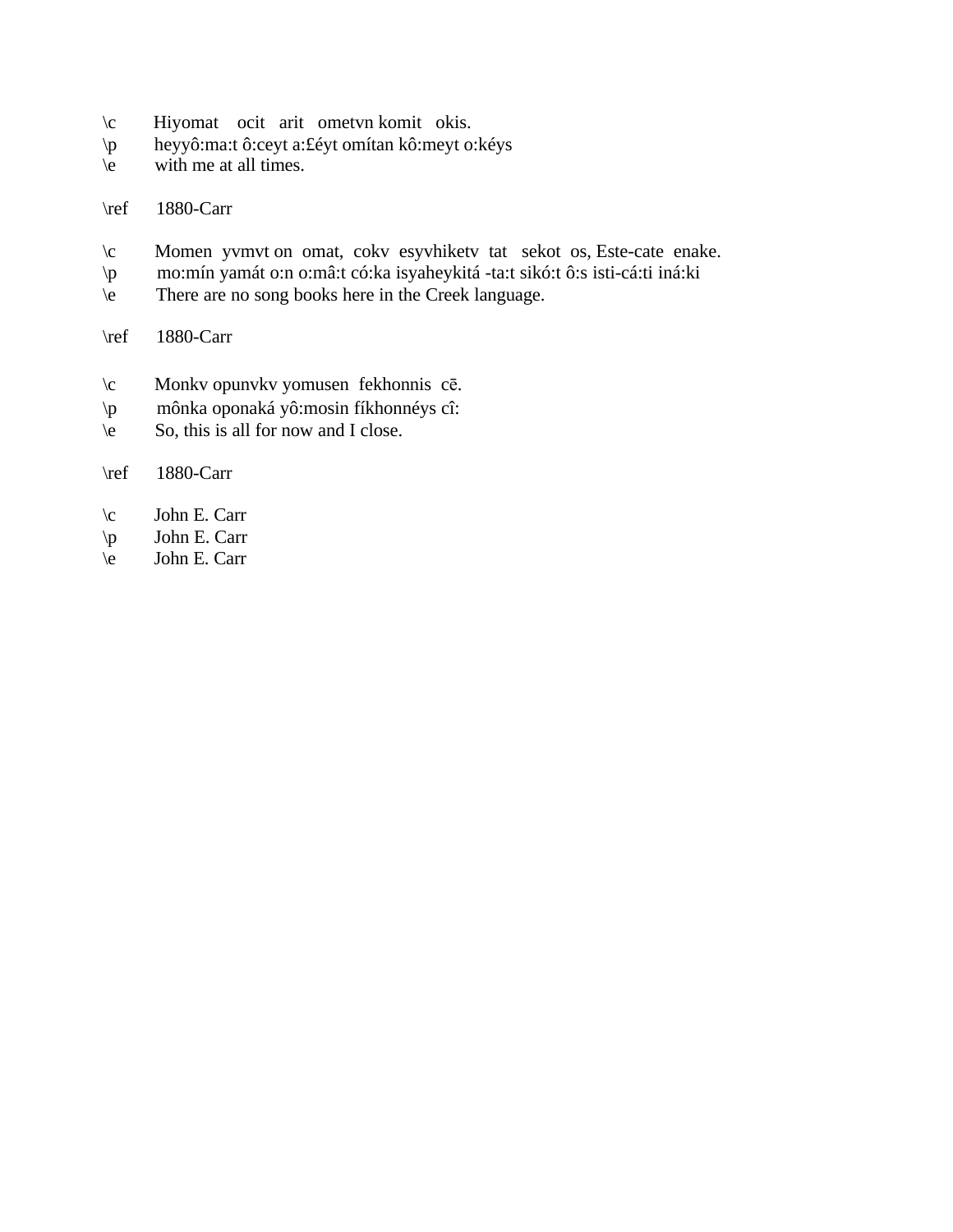\c Hiyomat ocit arit ometvn komit okis.
\p heyyô:ma:t ô:ceyt a:£éyt omítan kô:meyt o:kéys
\e with me at all times.

\ref 1880-Carr

\c Momen yvmvt on omat, cokv esyvhiketv tat sekot os, Este-cate enake.
\p mo:mín yamát o:n o:mâ:t có:ka isyaheykitá -ta:t sikó:t ô:s isti-cá:ti iná:ki
\e There are no song books here in the Creek language.

\ref 1880-Carr

\c Monkv opunvkv yomusen fekhonnis cē.
\p mônka oponaká yô:mosin fíkhonnéys cî:
\e So, this is all for now and I close.

\ref 1880-Carr

\c John E. Carr
\p John E. Carr
\e John E. Carr